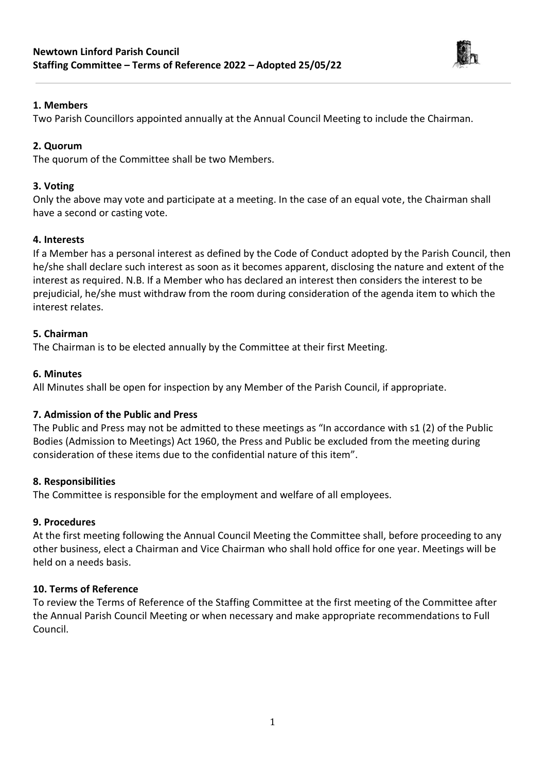# Newtown Linford Parish Council
## Staffing Committee – Terms of Reference 2022 – Adopted 25/05/22

### 1. Members
Two Parish Councillors appointed annually at the Annual Council Meeting to include the Chairman.

### 2. Quorum
The quorum of the Committee shall be two Members.

### 3. Voting
Only the above may vote and participate at a meeting. In the case of an equal vote, the Chairman shall have a second or casting vote.

### 4. Interests
If a Member has a personal interest as defined by the Code of Conduct adopted by the Parish Council, then he/she shall declare such interest as soon as it becomes apparent, disclosing the nature and extent of the interest as required. N.B. If a Member who has declared an interest then considers the interest to be prejudicial, he/she must withdraw from the room during consideration of the agenda item to which the interest relates.

### 5. Chairman
The Chairman is to be elected annually by the Committee at their first Meeting.

### 6. Minutes
All Minutes shall be open for inspection by any Member of the Parish Council, if appropriate.

### 7. Admission of the Public and Press
The Public and Press may not be admitted to these meetings as "In accordance with s1 (2) of the Public Bodies (Admission to Meetings) Act 1960, the Press and Public be excluded from the meeting during consideration of these items due to the confidential nature of this item".

### 8. Responsibilities
The Committee is responsible for the employment and welfare of all employees.

### 9. Procedures
At the first meeting following the Annual Council Meeting the Committee shall, before proceeding to any other business, elect a Chairman and Vice Chairman who shall hold office for one year. Meetings will be held on a needs basis.

### 10. Terms of Reference
To review the Terms of Reference of the Staffing Committee at the first meeting of the Committee after the Annual Parish Council Meeting or when necessary and make appropriate recommendations to Full Council.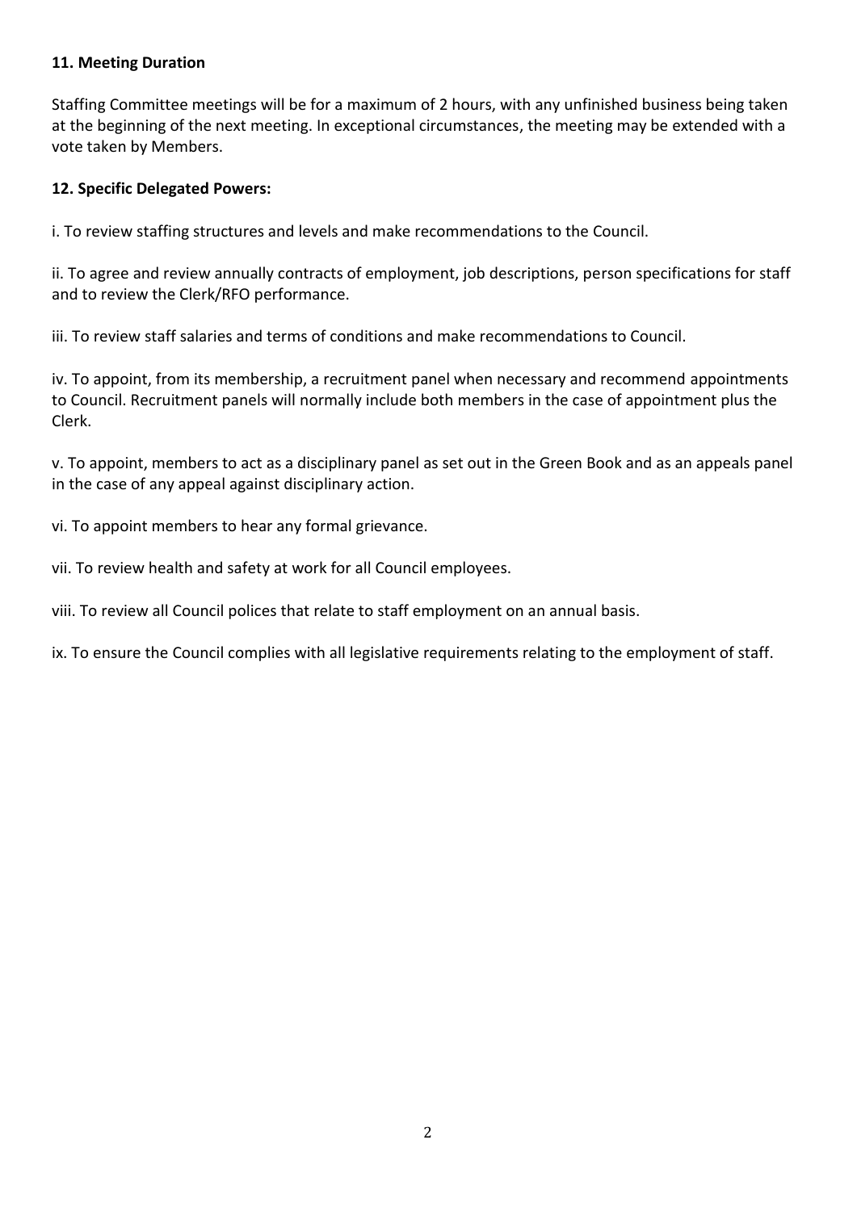**11. Meeting Duration**

Staffing Committee meetings will be for a maximum of 2 hours, with any unfinished business being taken at the beginning of the next meeting. In exceptional circumstances, the meeting may be extended with a vote taken by Members.

**12. Specific Delegated Powers:**

i. To review staffing structures and levels and make recommendations to the Council.

ii. To agree and review annually contracts of employment, job descriptions, person specifications for staff and to review the Clerk/RFO performance.

iii. To review staff salaries and terms of conditions and make recommendations to Council.

iv. To appoint, from its membership, a recruitment panel when necessary and recommend appointments to Council. Recruitment panels will normally include both members in the case of appointment plus the Clerk.

v. To appoint, members to act as a disciplinary panel as set out in the Green Book and as an appeals panel in the case of any appeal against disciplinary action.

vi. To appoint members to hear any formal grievance.

vii. To review health and safety at work for all Council employees.

viii. To review all Council polices that relate to staff employment on an annual basis.

ix. To ensure the Council complies with all legislative requirements relating to the employment of staff.